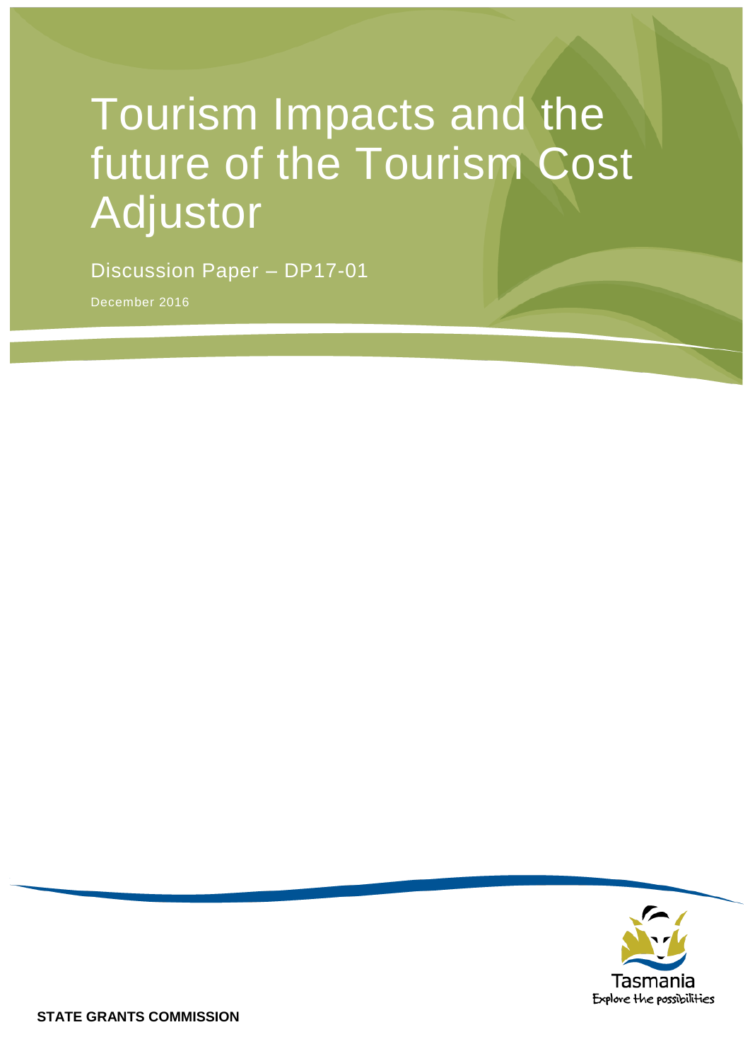# Tourism Impacts and the future of the Tourism Cost Adjustor

Discussion Paper – DP17-01

December 2016

Tasmania
Explore the possibilities

**STATE GRANTS COMMISSION**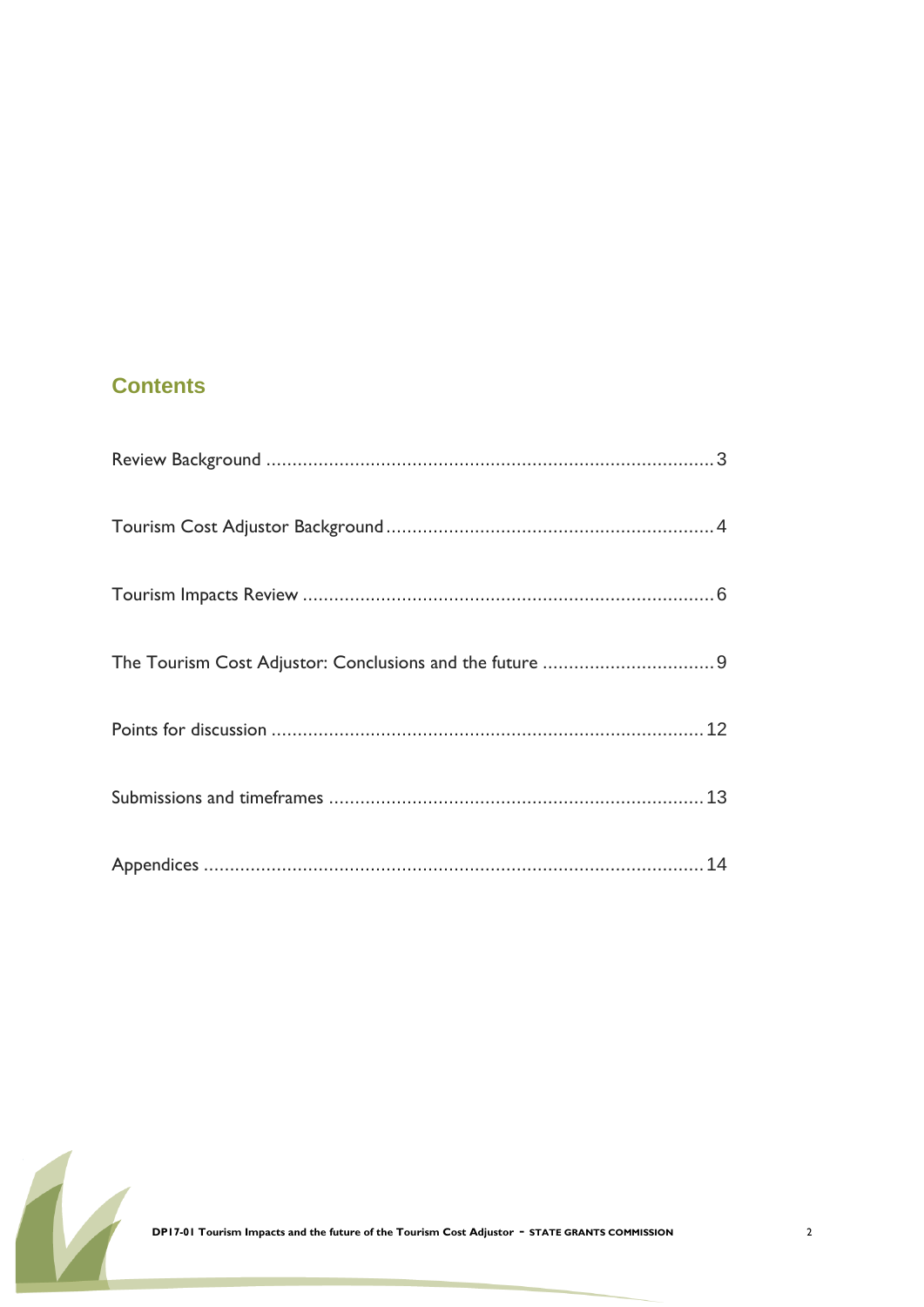## Contents

Review Background ........................................................................................ 3

Tourism Cost Adjustor Background ............................................................... 4

Tourism Impacts Review ................................................................................ 6

The Tourism Cost Adjustor: Conclusions and the future ................................. 9

Points for discussion ..................................................................................... 12

Submissions and timeframes ......................................................................... 13

Appendices ................................................................................................... 14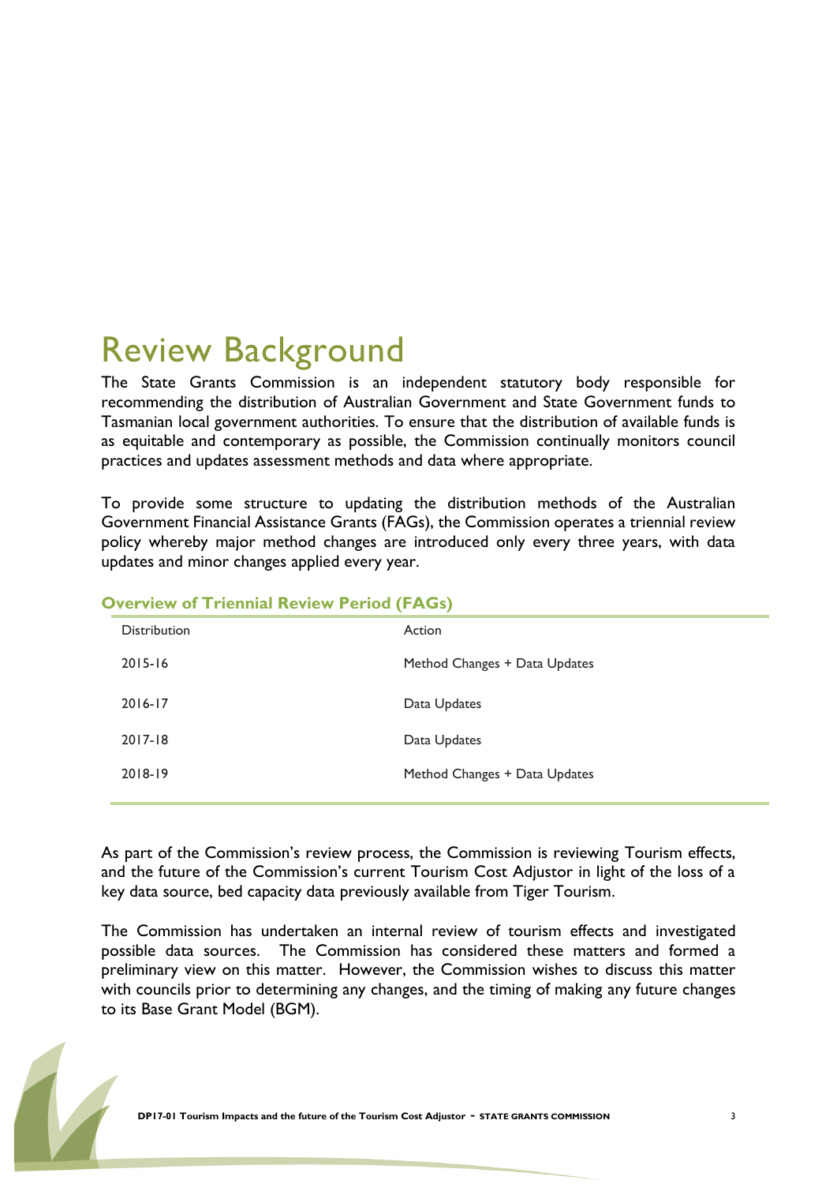# Review Background

The State Grants Commission is an independent statutory body responsible for recommending the distribution of Australian Government and State Government funds to Tasmanian local government authorities. To ensure that the distribution of available funds is as equitable and contemporary as possible, the Commission continually monitors council practices and updates assessment methods and data where appropriate.

To provide some structure to updating the distribution methods of the Australian Government Financial Assistance Grants (FAGs), the Commission operates a triennial review policy whereby major method changes are introduced only every three years, with data updates and minor changes applied every year.

### Overview of Triennial Review Period (FAGs)

| Distribution | Action |
|---|---|
| 2015-16 | Method Changes + Data Updates |
| 2016-17 | Data Updates |
| 2017-18 | Data Updates |
| 2018-19 | Method Changes + Data Updates |

As part of the Commission's review process, the Commission is reviewing Tourism effects, and the future of the Commission's current Tourism Cost Adjustor in light of the loss of a key data source, bed capacity data previously available from Tiger Tourism.

The Commission has undertaken an internal review of tourism effects and investigated possible data sources. The Commission has considered these matters and formed a preliminary view on this matter. However, the Commission wishes to discuss this matter with councils prior to determining any changes, and the timing of making any future changes to its Base Grant Model (BGM).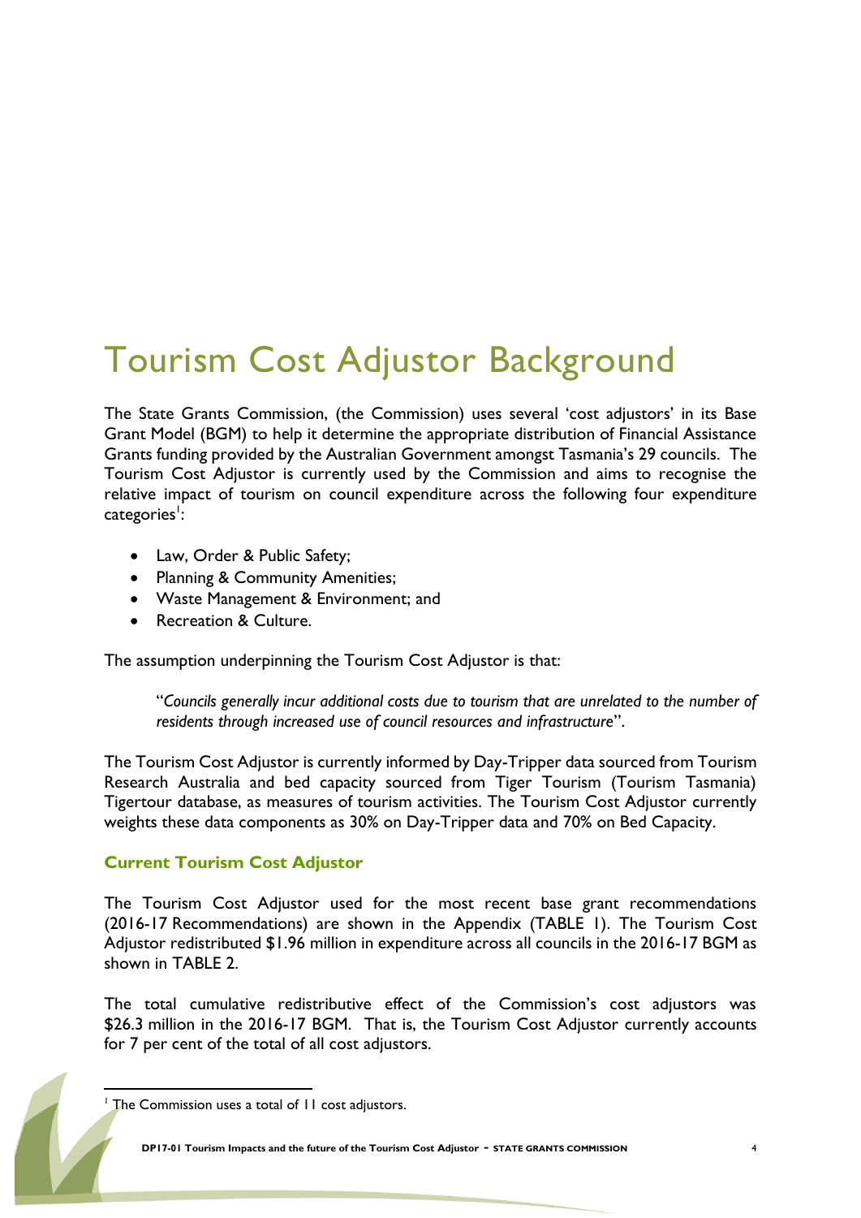# Tourism Cost Adjustor Background

The State Grants Commission, (the Commission) uses several 'cost adjustors' in its Base Grant Model (BGM) to help it determine the appropriate distribution of Financial Assistance Grants funding provided by the Australian Government amongst Tasmania's 29 councils. The Tourism Cost Adjustor is currently used by the Commission and aims to recognise the relative impact of tourism on council expenditure across the following four expenditure categories[1]:

- Law, Order & Public Safety;
- Planning & Community Amenities;
- Waste Management & Environment; and
- Recreation & Culture.

The assumption underpinning the Tourism Cost Adjustor is that:

> "*Councils generally incur additional costs due to tourism that are unrelated to the number of residents through increased use of council resources and infrastructure*".

The Tourism Cost Adjustor is currently informed by Day-Tripper data sourced from Tourism Research Australia and bed capacity sourced from Tiger Tourism (Tourism Tasmania) Tigertour database, as measures of tourism activities. The Tourism Cost Adjustor currently weights these data components as 30% on Day-Tripper data and 70% on Bed Capacity.

### Current Tourism Cost Adjustor

The Tourism Cost Adjustor used for the most recent base grant recommendations (2016-17 Recommendations) are shown in the Appendix (TABLE 1). The Tourism Cost Adjustor redistributed $1.96 million in expenditure across all councils in the 2016-17 BGM as shown in TABLE 2.

The total cumulative redistributive effect of the Commission's cost adjustors was $26.3 million in the 2016-17 BGM. That is, the Tourism Cost Adjustor currently accounts for 7 per cent of the total of all cost adjustors.

[1] The Commission uses a total of 11 cost adjustors.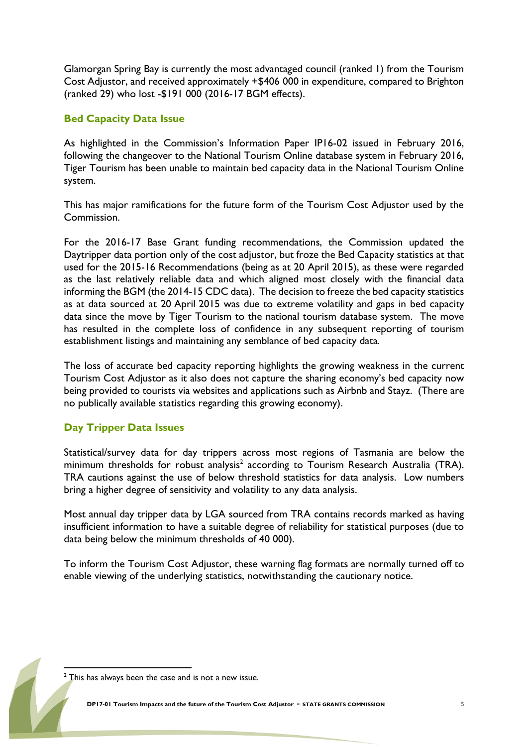Glamorgan Spring Bay is currently the most advantaged council (ranked 1) from the Tourism Cost Adjustor, and received approximately +$406 000 in expenditure, compared to Brighton (ranked 29) who lost -$191 000 (2016-17 BGM effects).

## Bed Capacity Data Issue

As highlighted in the Commission's Information Paper IP16-02 issued in February 2016, following the changeover to the National Tourism Online database system in February 2016, Tiger Tourism has been unable to maintain bed capacity data in the National Tourism Online system.

This has major ramifications for the future form of the Tourism Cost Adjustor used by the Commission.

For the 2016-17 Base Grant funding recommendations, the Commission updated the Daytripper data portion only of the cost adjustor, but froze the Bed Capacity statistics at that used for the 2015-16 Recommendations (being as at 20 April 2015), as these were regarded as the last relatively reliable data and which aligned most closely with the financial data informing the BGM (the 2014-15 CDC data). The decision to freeze the bed capacity statistics as at data sourced at 20 April 2015 was due to extreme volatility and gaps in bed capacity data since the move by Tiger Tourism to the national tourism database system. The move has resulted in the complete loss of confidence in any subsequent reporting of tourism establishment listings and maintaining any semblance of bed capacity data.

The loss of accurate bed capacity reporting highlights the growing weakness in the current Tourism Cost Adjustor as it also does not capture the sharing economy's bed capacity now being provided to tourists via websites and applications such as Airbnb and Stayz. (There are no publically available statistics regarding this growing economy).

## Day Tripper Data Issues

Statistical/survey data for day trippers across most regions of Tasmania are below the minimum thresholds for robust analysis[2] according to Tourism Research Australia (TRA). TRA cautions against the use of below threshold statistics for data analysis. Low numbers bring a higher degree of sensitivity and volatility to any data analysis.

Most annual day tripper data by LGA sourced from TRA contains records marked as having insufficient information to have a suitable degree of reliability for statistical purposes (due to data being below the minimum thresholds of 40 000).

To inform the Tourism Cost Adjustor, these warning flag formats are normally turned off to enable viewing of the underlying statistics, notwithstanding the cautionary notice.

[2] This has always been the case and is not a new issue.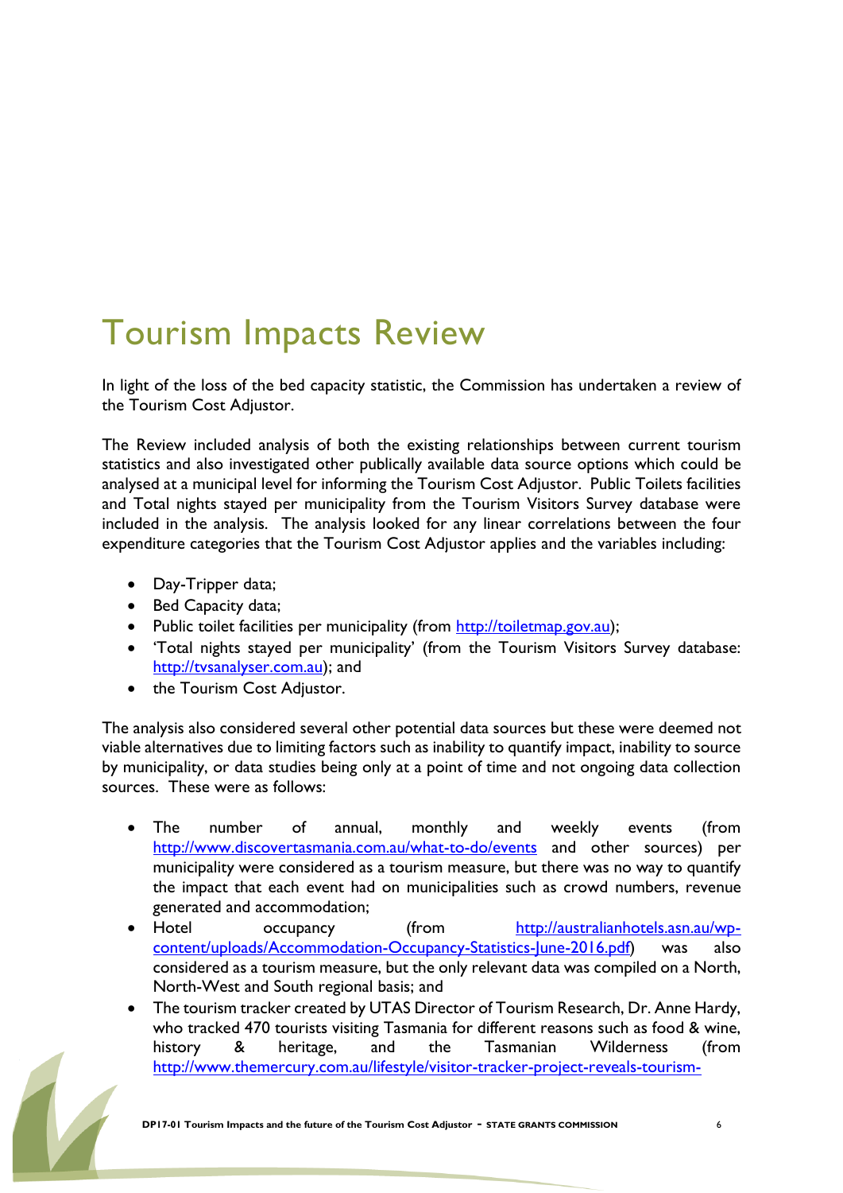# Tourism Impacts Review

In light of the loss of the bed capacity statistic, the Commission has undertaken a review of the Tourism Cost Adjustor.

The Review included analysis of both the existing relationships between current tourism statistics and also investigated other publically available data source options which could be analysed at a municipal level for informing the Tourism Cost Adjustor. Public Toilets facilities and Total nights stayed per municipality from the Tourism Visitors Survey database were included in the analysis. The analysis looked for any linear correlations between the four expenditure categories that the Tourism Cost Adjustor applies and the variables including:

- Day-Tripper data;
- Bed Capacity data;
- Public toilet facilities per municipality (from http://toiletmap.gov.au);
- 'Total nights stayed per municipality' (from the Tourism Visitors Survey database: http://tvsanalyser.com.au); and
- the Tourism Cost Adjustor.

The analysis also considered several other potential data sources but these were deemed not viable alternatives due to limiting factors such as inability to quantify impact, inability to source by municipality, or data studies being only at a point of time and not ongoing data collection sources. These were as follows:

- The number of annual, monthly and weekly events (from http://www.discovertasmania.com.au/what-to-do/events and other sources) per municipality were considered as a tourism measure, but there was no way to quantify the impact that each event had on municipalities such as crowd numbers, revenue generated and accommodation;
- Hotel occupancy (from http://australianhotels.asn.au/wp-content/uploads/Accommodation-Occupancy-Statistics-June-2016.pdf) was also considered as a tourism measure, but the only relevant data was compiled on a North, North-West and South regional basis; and
- The tourism tracker created by UTAS Director of Tourism Research, Dr. Anne Hardy, who tracked 470 tourists visiting Tasmania for different reasons such as food & wine, history & heritage, and the Tasmanian Wilderness (from http://www.themercury.com.au/lifestyle/visitor-tracker-project-reveals-tourism-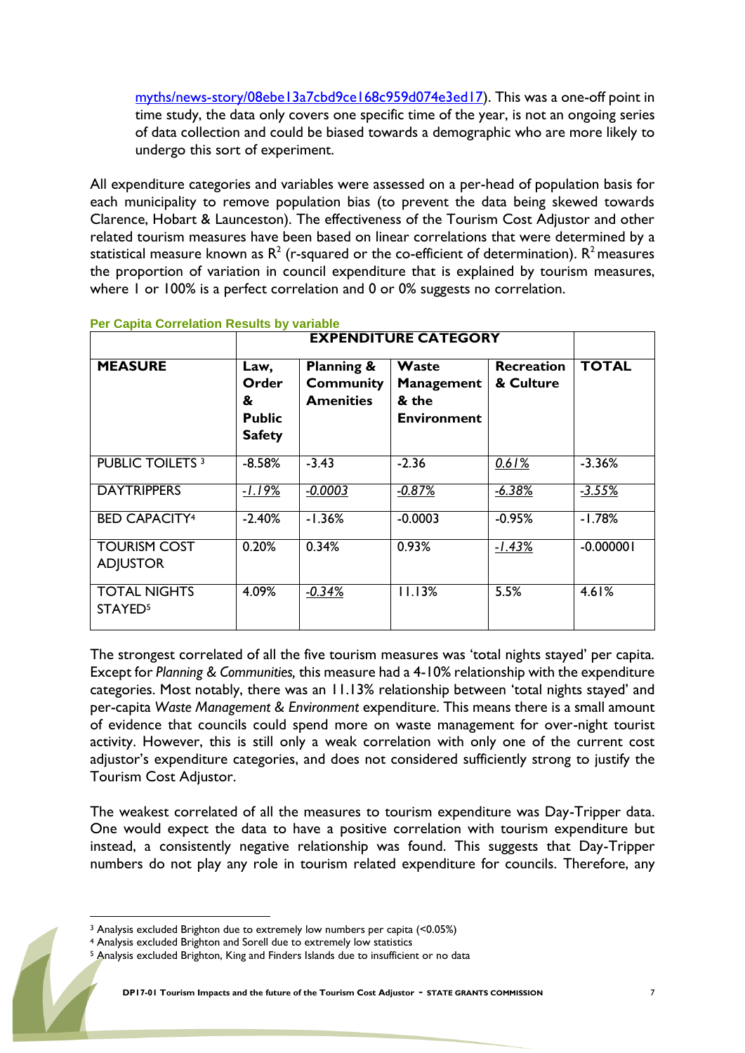[myths/news-story/08ebe13a7cbd9ce168c959d074e3ed17](myths/news-story/08ebe13a7cbd9ce168c959d074e3ed17)). This was a one-off point in time study, the data only covers one specific time of the year, is not an ongoing series of data collection and could be biased towards a demographic who are more likely to undergo this sort of experiment.

All expenditure categories and variables were assessed on a per-head of population basis for each municipality to remove population bias (to prevent the data being skewed towards Clarence, Hobart & Launceston). The effectiveness of the Tourism Cost Adjustor and other related tourism measures have been based on linear correlations that were determined by a statistical measure known as $R^2$ (r-squared or the co-efficient of determination). $R^2$ measures the proportion of variation in council expenditure that is explained by tourism measures, where 1 or 100% is a perfect correlation and 0 or 0% suggests no correlation.

**Per Capita Correlation Results by variable**

| | EXPENDITURE CATEGORY | | | | |
|---|---|---|---|---|---|
| **MEASURE** | **Law, Order & Public Safety** | **Planning & Community Amenities** | **Waste Management & the Environment** | **Recreation & Culture** | **TOTAL** |
| PUBLIC TOILETS [3] | -8.58% | -3.43 | -2.36 | *0.61%* | -3.36% |
| DAYTRIPPERS | *-1.19%* | *-0.0003* | *-0.87%* | *-6.38%* | *-3.55%* |
| BED CAPACITY[4] | -2.40% | -1.36% | -0.0003 | -0.95% | -1.78% |
| TOURISM COST ADJUSTOR | 0.20% | 0.34% | 0.93% | *-1.43%* | -0.000001 |
| TOTAL NIGHTS STAYED[5] | 4.09% | *-0.34%* | 11.13% | 5.5% | 4.61% |

The strongest correlated of all the five tourism measures was 'total nights stayed' per capita. Except for *Planning & Communities,* this measure had a 4-10% relationship with the expenditure categories. Most notably, there was an 11.13% relationship between 'total nights stayed' and per-capita *Waste Management & Environment* expenditure. This means there is a small amount of evidence that councils could spend more on waste management for over-night tourist activity. However, this is still only a weak correlation with only one of the current cost adjustor's expenditure categories, and does not considered sufficiently strong to justify the Tourism Cost Adjustor.

The weakest correlated of all the measures to tourism expenditure was Day-Tripper data. One would expect the data to have a positive correlation with tourism expenditure but instead, a consistently negative relationship was found. This suggests that Day-Tripper numbers do not play any role in tourism related expenditure for councils. Therefore, any

[3] Analysis excluded Brighton due to extremely low numbers per capita (<0.05%)

[4] Analysis excluded Brighton and Sorell due to extremely low statistics

[5] Analysis excluded Brighton, King and Finders Islands due to insufficient or no data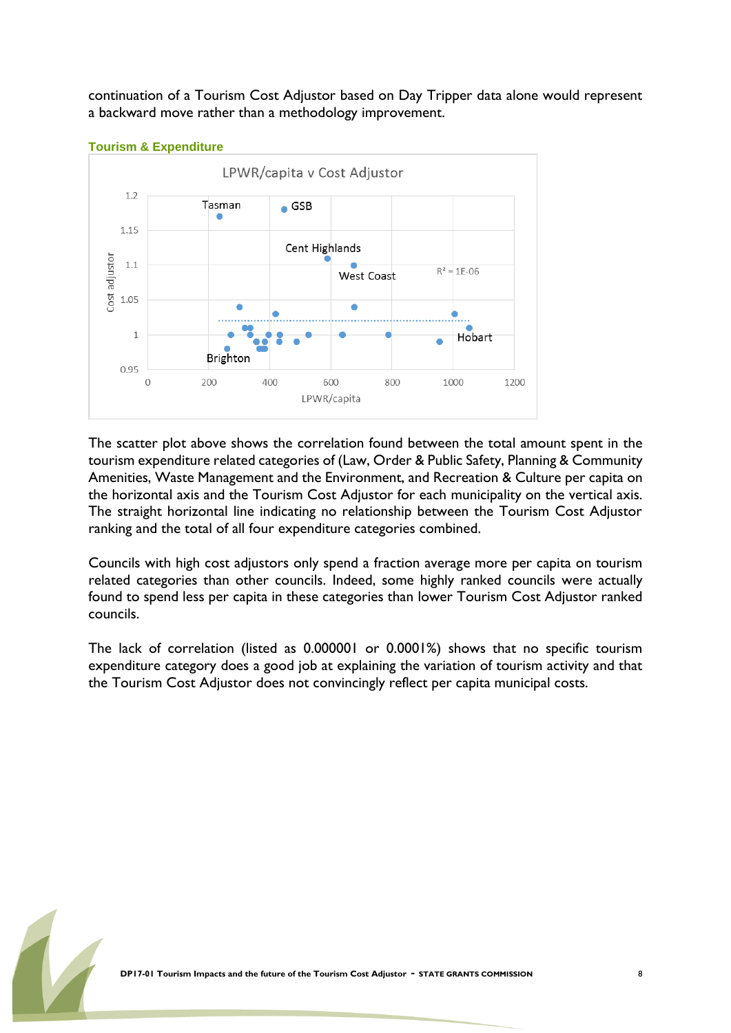continuation of a Tourism Cost Adjustor based on Day Tripper data alone would represent a backward move rather than a methodology improvement.

**Tourism & Expenditure**

LPWR/capita v Cost Adjustor

Cost adjustor

1.2
1.15
1.1
1.05
1
0.95

0
200
400
600
800
1000
1200

LPWR/capita

Tasman
GSB
Cent Highlands
West Coast
$R^2$ = 1E-06
Hobart
Brighton

The scatter plot above shows the correlation found between the total amount spent in the tourism expenditure related categories of (Law, Order & Public Safety, Planning & Community Amenities, Waste Management and the Environment, and Recreation & Culture per capita on the horizontal axis and the Tourism Cost Adjustor for each municipality on the vertical axis. The straight horizontal line indicating no relationship between the Tourism Cost Adjustor ranking and the total of all four expenditure categories combined.

Councils with high cost adjustors only spend a fraction average more per capita on tourism related categories than other councils. Indeed, some highly ranked councils were actually found to spend less per capita in these categories than lower Tourism Cost Adjustor ranked councils.

The lack of correlation (listed as 0.000001 or 0.0001%) shows that no specific tourism expenditure category does a good job at explaining the variation of tourism activity and that the Tourism Cost Adjustor does not convincingly reflect per capita municipal costs.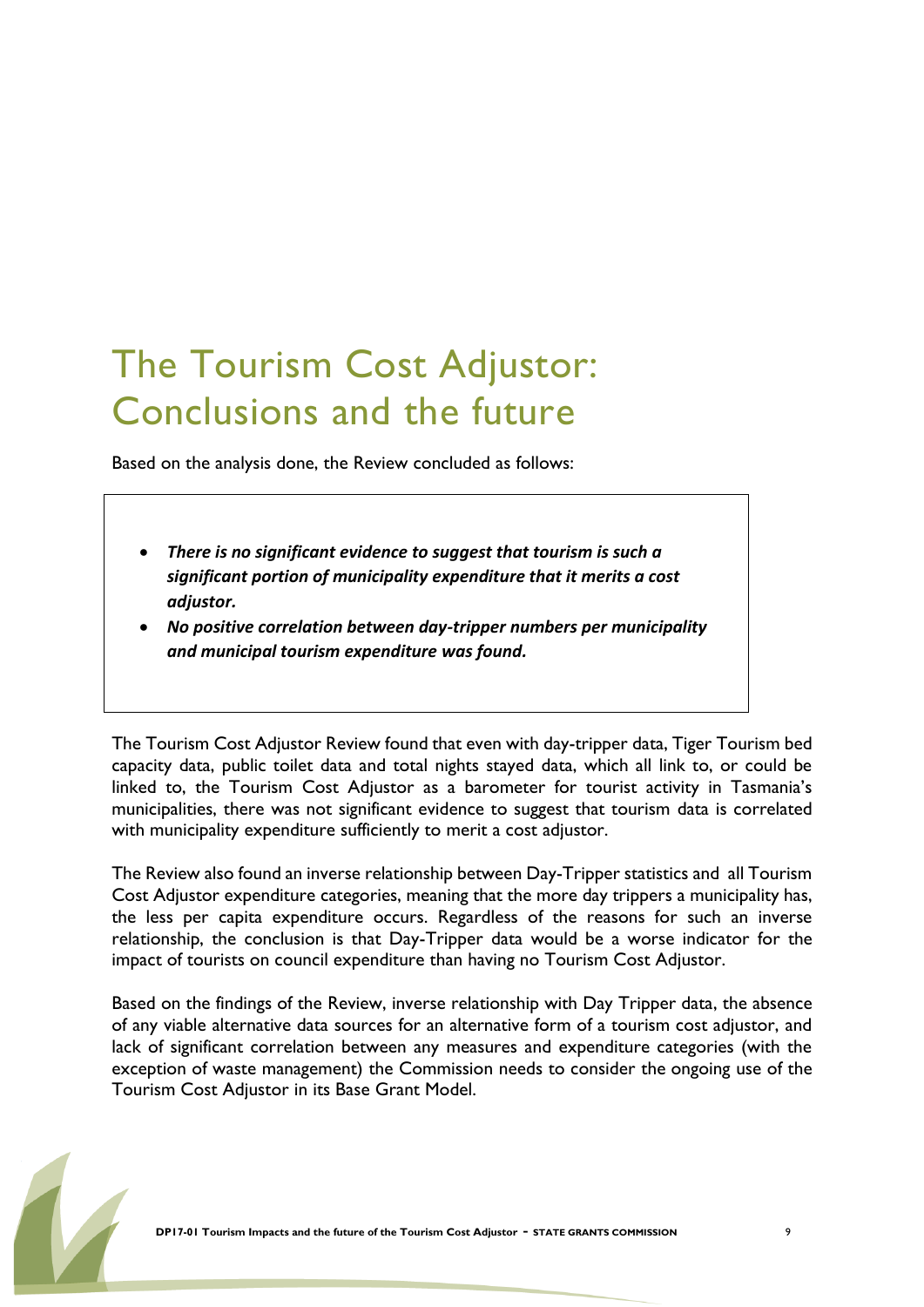# The Tourism Cost Adjustor: Conclusions and the future

Based on the analysis done, the Review concluded as follows:

- ***There is no significant evidence to suggest that tourism is such a significant portion of municipality expenditure that it merits a cost adjustor.***
- ***No positive correlation between day-tripper numbers per municipality and municipal tourism expenditure was found.***

The Tourism Cost Adjustor Review found that even with day-tripper data, Tiger Tourism bed capacity data, public toilet data and total nights stayed data, which all link to, or could be linked to, the Tourism Cost Adjustor as a barometer for tourist activity in Tasmania's municipalities, there was not significant evidence to suggest that tourism data is correlated with municipality expenditure sufficiently to merit a cost adjustor.

The Review also found an inverse relationship between Day-Tripper statistics and all Tourism Cost Adjustor expenditure categories, meaning that the more day trippers a municipality has, the less per capita expenditure occurs. Regardless of the reasons for such an inverse relationship, the conclusion is that Day-Tripper data would be a worse indicator for the impact of tourists on council expenditure than having no Tourism Cost Adjustor.

Based on the findings of the Review, inverse relationship with Day Tripper data, the absence of any viable alternative data sources for an alternative form of a tourism cost adjustor, and lack of significant correlation between any measures and expenditure categories (with the exception of waste management) the Commission needs to consider the ongoing use of the Tourism Cost Adjustor in its Base Grant Model.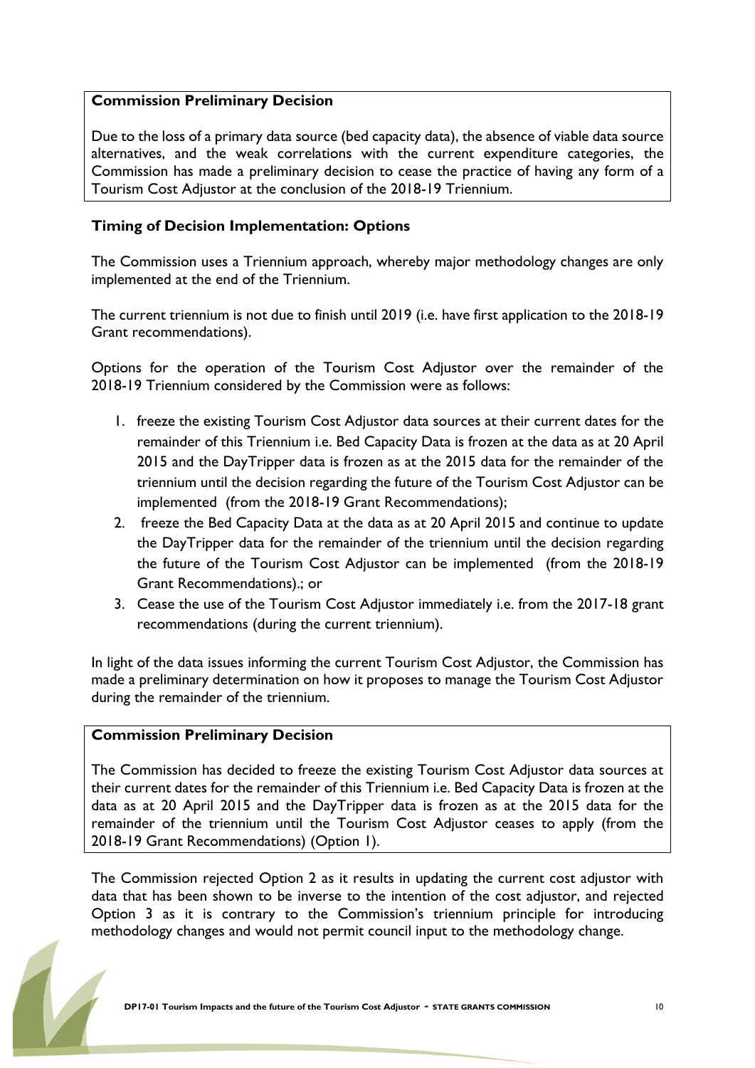**Commission Preliminary Decision**

Due to the loss of a primary data source (bed capacity data), the absence of viable data source alternatives, and the weak correlations with the current expenditure categories, the Commission has made a preliminary decision to cease the practice of having any form of a Tourism Cost Adjustor at the conclusion of the 2018-19 Triennium.

### Timing of Decision Implementation: Options

The Commission uses a Triennium approach, whereby major methodology changes are only implemented at the end of the Triennium.

The current triennium is not due to finish until 2019 (i.e. have first application to the 2018-19 Grant recommendations).

Options for the operation of the Tourism Cost Adjustor over the remainder of the 2018-19 Triennium considered by the Commission were as follows:

1. freeze the existing Tourism Cost Adjustor data sources at their current dates for the remainder of this Triennium i.e. Bed Capacity Data is frozen at the data as at 20 April 2015 and the DayTripper data is frozen as at the 2015 data for the remainder of the triennium until the decision regarding the future of the Tourism Cost Adjustor can be implemented (from the 2018-19 Grant Recommendations);
2. freeze the Bed Capacity Data at the data as at 20 April 2015 and continue to update the DayTripper data for the remainder of the triennium until the decision regarding the future of the Tourism Cost Adjustor can be implemented (from the 2018-19 Grant Recommendations).; or
3. Cease the use of the Tourism Cost Adjustor immediately i.e. from the 2017-18 grant recommendations (during the current triennium).

In light of the data issues informing the current Tourism Cost Adjustor, the Commission has made a preliminary determination on how it proposes to manage the Tourism Cost Adjustor during the remainder of the triennium.

**Commission Preliminary Decision**

The Commission has decided to freeze the existing Tourism Cost Adjustor data sources at their current dates for the remainder of this Triennium i.e. Bed Capacity Data is frozen at the data as at 20 April 2015 and the DayTripper data is frozen as at the 2015 data for the remainder of the triennium until the Tourism Cost Adjustor ceases to apply (from the 2018-19 Grant Recommendations) (Option 1).

The Commission rejected Option 2 as it results in updating the current cost adjustor with data that has been shown to be inverse to the intention of the cost adjustor, and rejected Option 3 as it is contrary to the Commission's triennium principle for introducing methodology changes and would not permit council input to the methodology change.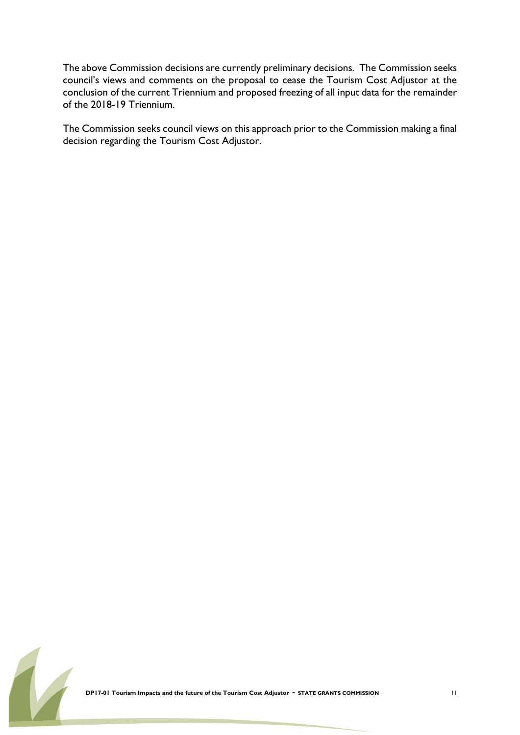The above Commission decisions are currently preliminary decisions. The Commission seeks council's views and comments on the proposal to cease the Tourism Cost Adjustor at the conclusion of the current Triennium and proposed freezing of all input data for the remainder of the 2018-19 Triennium.

The Commission seeks council views on this approach prior to the Commission making a final decision regarding the Tourism Cost Adjustor.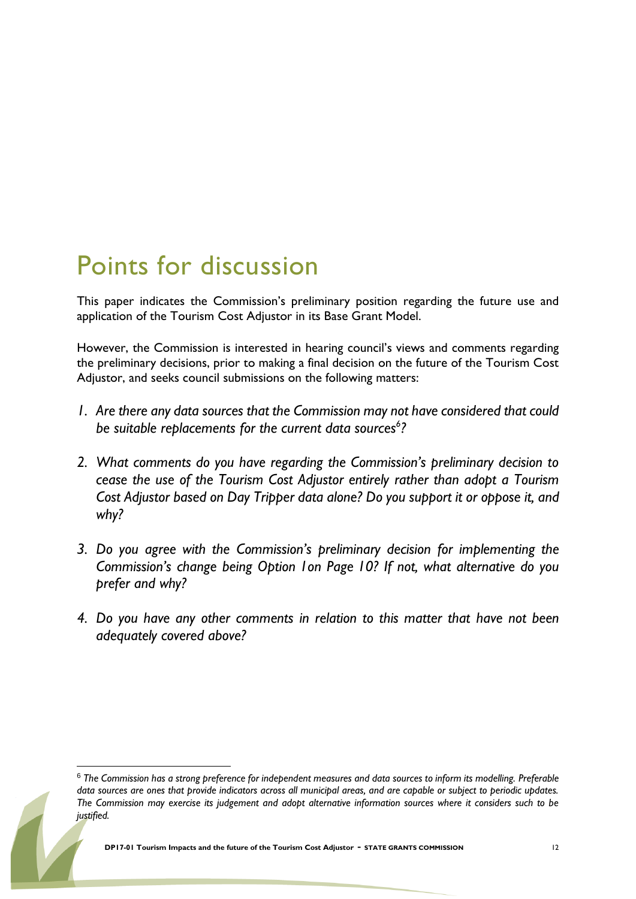# Points for discussion

This paper indicates the Commission's preliminary position regarding the future use and application of the Tourism Cost Adjustor in its Base Grant Model.

However, the Commission is interested in hearing council's views and comments regarding the preliminary decisions, prior to making a final decision on the future of the Tourism Cost Adjustor, and seeks council submissions on the following matters:

1. *Are there any data sources that the Commission may not have considered that could be suitable replacements for the current data sources[6]?*

2. *What comments do you have regarding the Commission's preliminary decision to cease the use of the Tourism Cost Adjustor entirely rather than adopt a Tourism Cost Adjustor based on Day Tripper data alone? Do you support it or oppose it, and why?*

3. *Do you agree with the Commission's preliminary decision for implementing the Commission's change being Option 1on Page 10? If not, what alternative do you prefer and why?*

4. *Do you have any other comments in relation to this matter that have not been adequately covered above?*

[6] *The Commission has a strong preference for independent measures and data sources to inform its modelling. Preferable data sources are ones that provide indicators across all municipal areas, and are capable or subject to periodic updates. The Commission may exercise its judgement and adopt alternative information sources where it considers such to be justified.*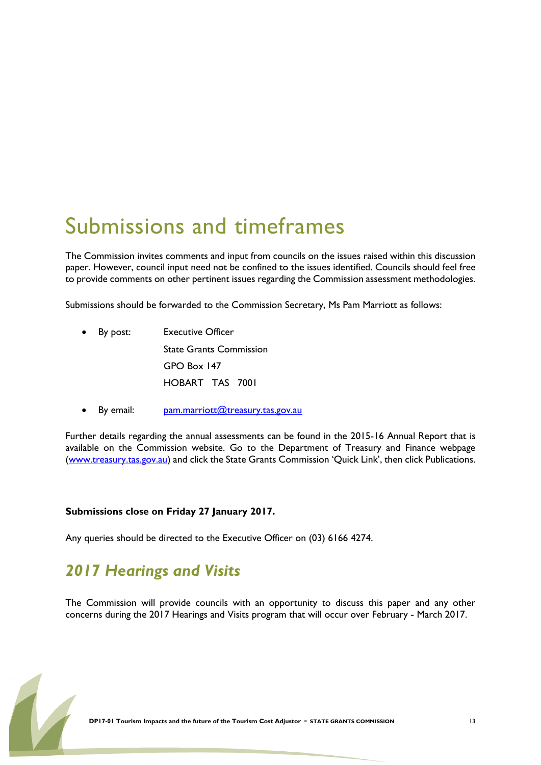# Submissions and timeframes

The Commission invites comments and input from councils on the issues raised within this discussion paper. However, council input need not be confined to the issues identified. Councils should feel free to provide comments on other pertinent issues regarding the Commission assessment methodologies.

Submissions should be forwarded to the Commission Secretary, Ms Pam Marriott as follows:

- By post: Executive Officer
  State Grants Commission
  GPO Box 147
  HOBART TAS 7001
- By email: pam.marriott@treasury.tas.gov.au

Further details regarding the annual assessments can be found in the 2015-16 Annual Report that is available on the Commission website. Go to the Department of Treasury and Finance webpage (www.treasury.tas.gov.au) and click the State Grants Commission 'Quick Link', then click Publications.

**Submissions close on Friday 27 January 2017.**

Any queries should be directed to the Executive Officer on (03) 6166 4274.

## *2017 Hearings and Visits*

The Commission will provide councils with an opportunity to discuss this paper and any other concerns during the 2017 Hearings and Visits program that will occur over February - March 2017.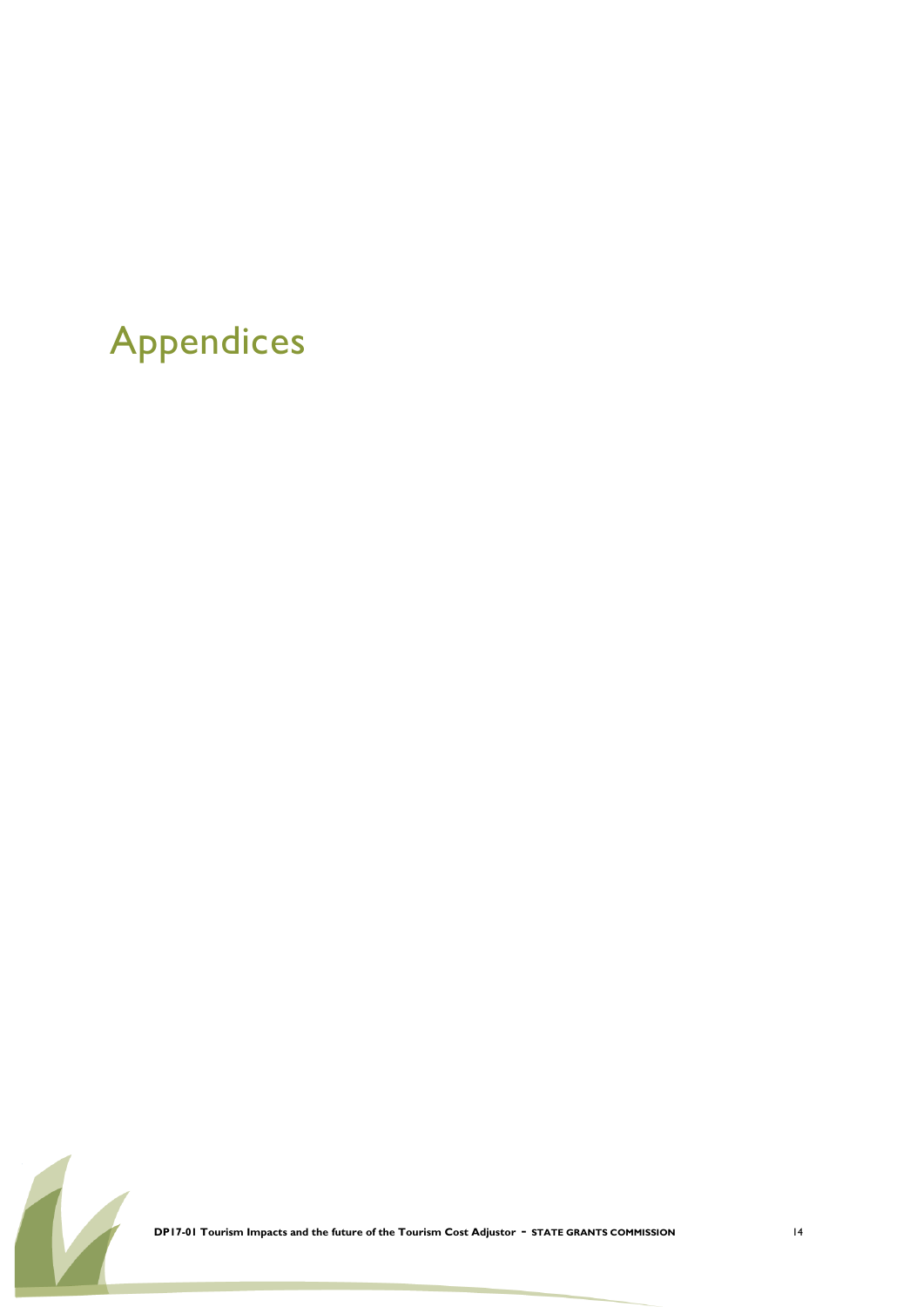# Appendices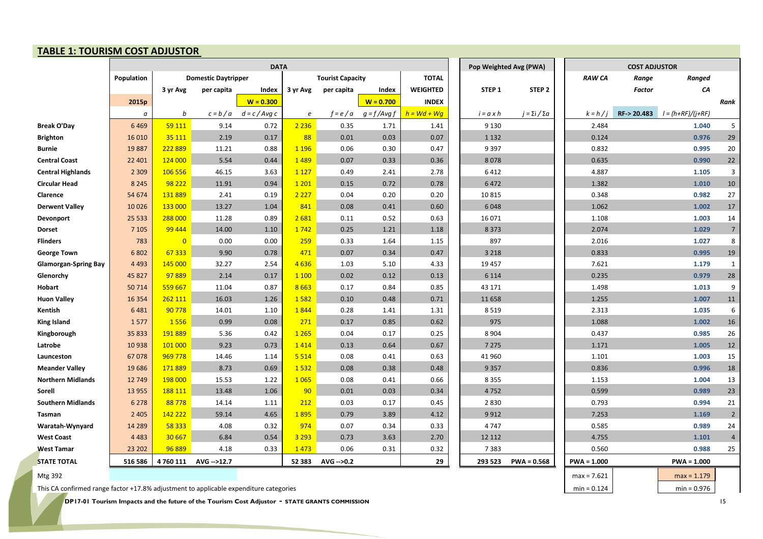## TABLE 1: TOURISM COST ADJUSTOR

| | DATA | | | | | | | | Pop Weighted Avg (PWA) | | COST ADJUSTOR | | | |
|---|---|---|---|---|---|---|---|---|---|---|---|---|---|---|
| | Population | Domestic Daytripper | | | Tourist Capacity | | | TOTAL | | | *RAW CA* | *Range* | *Ranged* | |
| | | 3 yr Avg | per capita | Index | 3 yr Avg | per capita | Index | WEIGHTED | STEP 1 | STEP 2 | | *Factor* | *CA* | |
| | 2015p | | | W = 0.300 | | | W = 0.700 | INDEX | | | | | | *Rank* |
| | *a* | *b* | *c = b / a* | *d = c / Avg c* | *e* | *f = e / a* | *g = f /Avg f* | *h = Wd + Wg* | *i = a x h* | *j = Σi / Σa* | *k = h / j* | RF-> 20.483 | *l = (h+RF)/(j+RF)* | |
| **Break O'Day** | 6 469 | 59 111 | 9.14 | 0.72 | 2 236 | 0.35 | 1.71 | 1.41 | 9 130 | | 2.484 | | **1.040** | 5 |
| **Brighton** | 16 010 | 35 111 | 2.19 | 0.17 | 88 | 0.01 | 0.03 | 0.07 | 1 132 | | 0.124 | | **0.976** | 29 |
| **Burnie** | 19 887 | 222 889 | 11.21 | 0.88 | 1 196 | 0.06 | 0.30 | 0.47 | 9 397 | | 0.832 | | **0.995** | 20 |
| **Central Coast** | 22 401 | 124 000 | 5.54 | 0.44 | 1 489 | 0.07 | 0.33 | 0.36 | 8 078 | | 0.635 | | **0.990** | 22 |
| **Central Highlands** | 2 309 | 106 556 | 46.15 | 3.63 | 1 127 | 0.49 | 2.41 | 2.78 | 6 412 | | 4.887 | | **1.105** | 3 |
| **Circular Head** | 8 245 | 98 222 | 11.91 | 0.94 | 1 201 | 0.15 | 0.72 | 0.78 | 6 472 | | 1.382 | | **1.010** | 10 |
| **Clarence** | 54 674 | 131 889 | 2.41 | 0.19 | 2 227 | 0.04 | 0.20 | 0.20 | 10 815 | | 0.348 | | **0.982** | 27 |
| **Derwent Valley** | 10 026 | 133 000 | 13.27 | 1.04 | 841 | 0.08 | 0.41 | 0.60 | 6 048 | | 1.062 | | **1.002** | 17 |
| **Devonport** | 25 533 | 288 000 | 11.28 | 0.89 | 2 681 | 0.11 | 0.52 | 0.63 | 16 071 | | 1.108 | | **1.003** | 14 |
| **Dorset** | 7 105 | 99 444 | 14.00 | 1.10 | 1 742 | 0.25 | 1.21 | 1.18 | 8 373 | | 2.074 | | **1.029** | 7 |
| **Flinders** | 783 | 0 | 0.00 | 0.00 | 259 | 0.33 | 1.64 | 1.15 | 897 | | 2.016 | | **1.027** | 8 |
| **George Town** | 6 802 | 67 333 | 9.90 | 0.78 | 471 | 0.07 | 0.34 | 0.47 | 3 218 | | 0.833 | | **0.995** | 19 |
| **Glamorgan-Spring Bay** | 4 493 | 145 000 | 32.27 | 2.54 | 4 636 | 1.03 | 5.10 | 4.33 | 19 457 | | 7.621 | | **1.179** | 1 |
| **Glenorchy** | 45 827 | 97 889 | 2.14 | 0.17 | 1 100 | 0.02 | 0.12 | 0.13 | 6 114 | | 0.235 | | **0.979** | 28 |
| **Hobart** | 50 714 | 559 667 | 11.04 | 0.87 | 8 663 | 0.17 | 0.84 | 0.85 | 43 171 | | 1.498 | | **1.013** | 9 |
| **Huon Valley** | 16 354 | 262 111 | 16.03 | 1.26 | 1 582 | 0.10 | 0.48 | 0.71 | 11 658 | | 1.255 | | **1.007** | 11 |
| **Kentish** | 6 481 | 90 778 | 14.01 | 1.10 | 1 844 | 0.28 | 1.41 | 1.31 | 8 519 | | 2.313 | | **1.035** | 6 |
| **King Island** | 1 577 | 1 556 | 0.99 | 0.08 | 271 | 0.17 | 0.85 | 0.62 | 975 | | 1.088 | | **1.002** | 16 |
| **Kingborough** | 35 833 | 191 889 | 5.36 | 0.42 | 1 265 | 0.04 | 0.17 | 0.25 | 8 904 | | 0.437 | | **0.985** | 26 |
| **Latrobe** | 10 938 | 101 000 | 9.23 | 0.73 | 1 414 | 0.13 | 0.64 | 0.67 | 7 275 | | 1.171 | | **1.005** | 12 |
| **Launceston** | 67 078 | 969 778 | 14.46 | 1.14 | 5 514 | 0.08 | 0.41 | 0.63 | 41 960 | | 1.101 | | **1.003** | 15 |
| **Meander Valley** | 19 686 | 171 889 | 8.73 | 0.69 | 1 532 | 0.08 | 0.38 | 0.48 | 9 357 | | 0.836 | | **0.996** | 18 |
| **Northern Midlands** | 12 749 | 198 000 | 15.53 | 1.22 | 1 065 | 0.08 | 0.41 | 0.66 | 8 355 | | 1.153 | | **1.004** | 13 |
| **Sorell** | 13 955 | 188 111 | 13.48 | 1.06 | 90 | 0.01 | 0.03 | 0.34 | 4 752 | | 0.599 | | **0.989** | 23 |
| **Southern Midlands** | 6 278 | 88 778 | 14.14 | 1.11 | 212 | 0.03 | 0.17 | 0.45 | 2 830 | | 0.793 | | **0.994** | 21 |
| **Tasman** | 2 405 | 142 222 | 59.14 | 4.65 | 1 895 | 0.79 | 3.89 | 4.12 | 9 912 | | 7.253 | | **1.169** | 2 |
| **Waratah-Wynyard** | 14 289 | 58 333 | 4.08 | 0.32 | 974 | 0.07 | 0.34 | 0.33 | 4 747 | | 0.585 | | **0.989** | 24 |
| **West Coast** | 4 483 | 30 667 | 6.84 | 0.54 | 3 293 | 0.73 | 3.63 | 2.70 | 12 112 | | 4.755 | | **1.101** | 4 |
| **West Tamar** | 23 202 | 96 889 | 4.18 | 0.33 | 1 473 | 0.06 | 0.31 | 0.32 | 7 383 | | 0.560 | | **0.988** | 25 |
| **STATE TOTAL** | **516 586** | **4 760 111** | **AVG -->12.7** | | **52 383** | **AVG -->0.2** | | **29** | **293 523** | **PWA = 0.568** | **PWA = 1.000** | | **PWA = 1.000** | |
| Mtg 392 | | | | | | | | | | | max = 7.621 | | max = 1.179 | |
| | | | | | | | | | | | min = 0.124 | | min = 0.976 | |

This CA confirmed range factor +17.8% adjustment to applicable expenditure categories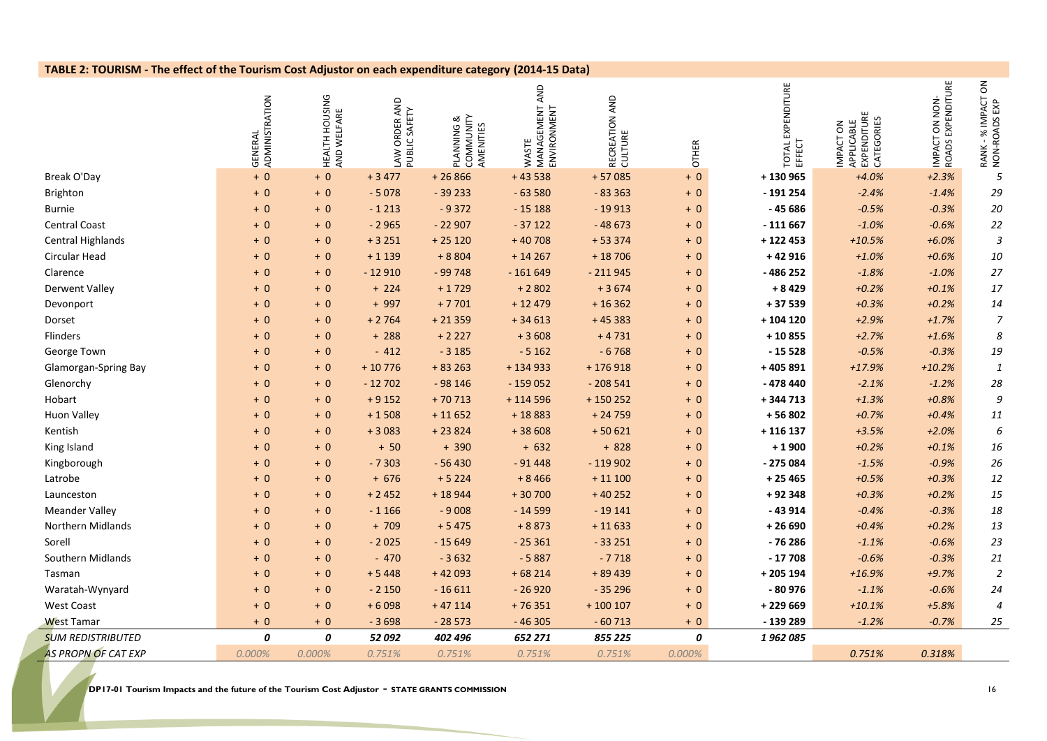**TABLE 2: TOURISM - The effect of the Tourism Cost Adjustor on each expenditure category (2014-15 Data)**

| | GENERAL ADMINISTRATION | HEALTH HOUSING AND WELFARE | LAW ORDER AND PUBLIC SAFETY | PLANNING & COMMUNITY AMENITIES | WASTE MANAGEMENT AND ENVIRONMENT | RECREATION AND CULTURE | OTHER | TOTAL EXPENDITURE EFFECT | IMPACT ON APPLICABLE EXPENDITURE CATEGORIES | IMPACT ON NON-ROADS EXPENDITURE | RANK - % IMPACT ON NON-ROADS EXP |
|---|---|---|---|---|---|---|---|---|---|---|---|
| Break O'Day | + 0 | + 0 | + 3 477 | + 26 866 | + 43 538 | + 57 085 | + 0 | **+ 130 965** | *+4.0%* | *+2.3%* | *5* |
| Brighton | + 0 | + 0 | - 5 078 | - 39 233 | - 63 580 | - 83 363 | + 0 | **- 191 254** | *-2.4%* | *-1.4%* | *29* |
| Burnie | + 0 | + 0 | - 1 213 | - 9 372 | - 15 188 | - 19 913 | + 0 | **- 45 686** | *-0.5%* | *-0.3%* | *20* |
| Central Coast | + 0 | + 0 | - 2 965 | - 22 907 | - 37 122 | - 48 673 | + 0 | **- 111 667** | *-1.0%* | *-0.6%* | *22* |
| Central Highlands | + 0 | + 0 | + 3 251 | + 25 120 | + 40 708 | + 53 374 | + 0 | **+ 122 453** | *+10.5%* | *+6.0%* | *3* |
| Circular Head | + 0 | + 0 | + 1 139 | + 8 804 | + 14 267 | + 18 706 | + 0 | **+ 42 916** | *+1.0%* | *+0.6%* | *10* |
| Clarence | + 0 | + 0 | - 12 910 | - 99 748 | - 161 649 | - 211 945 | + 0 | **- 486 252** | *-1.8%* | *-1.0%* | *27* |
| Derwent Valley | + 0 | + 0 | + 224 | + 1 729 | + 2 802 | + 3 674 | + 0 | **+ 8 429** | *+0.2%* | *+0.1%* | *17* |
| Devonport | + 0 | + 0 | + 997 | + 7 701 | + 12 479 | + 16 362 | + 0 | **+ 37 539** | *+0.3%* | *+0.2%* | *14* |
| Dorset | + 0 | + 0 | + 2 764 | + 21 359 | + 34 613 | + 45 383 | + 0 | **+ 104 120** | *+2.9%* | *+1.7%* | *7* |
| Flinders | + 0 | + 0 | + 288 | + 2 227 | + 3 608 | + 4 731 | + 0 | **+ 10 855** | *+2.7%* | *+1.6%* | *8* |
| George Town | + 0 | + 0 | - 412 | - 3 185 | - 5 162 | - 6 768 | + 0 | **- 15 528** | *-0.5%* | *-0.3%* | *19* |
| Glamorgan-Spring Bay | + 0 | + 0 | + 10 776 | + 83 263 | + 134 933 | + 176 918 | + 0 | **+ 405 891** | *+17.9%* | *+10.2%* | *1* |
| Glenorchy | + 0 | + 0 | - 12 702 | - 98 146 | - 159 052 | - 208 541 | + 0 | **- 478 440** | *-2.1%* | *-1.2%* | *28* |
| Hobart | + 0 | + 0 | + 9 152 | + 70 713 | + 114 596 | + 150 252 | + 0 | **+ 344 713** | *+1.3%* | *+0.8%* | *9* |
| Huon Valley | + 0 | + 0 | + 1 508 | + 11 652 | + 18 883 | + 24 759 | + 0 | **+ 56 802** | *+0.7%* | *+0.4%* | *11* |
| Kentish | + 0 | + 0 | + 3 083 | + 23 824 | + 38 608 | + 50 621 | + 0 | **+ 116 137** | *+3.5%* | *+2.0%* | *6* |
| King Island | + 0 | + 0 | + 50 | + 390 | + 632 | + 828 | + 0 | **+ 1 900** | *+0.2%* | *+0.1%* | *16* |
| Kingborough | + 0 | + 0 | - 7 303 | - 56 430 | - 91 448 | - 119 902 | + 0 | **- 275 084** | *-1.5%* | *-0.9%* | *26* |
| Latrobe | + 0 | + 0 | + 676 | + 5 224 | + 8 466 | + 11 100 | + 0 | **+ 25 465** | *+0.5%* | *+0.3%* | *12* |
| Launceston | + 0 | + 0 | + 2 452 | + 18 944 | + 30 700 | + 40 252 | + 0 | **+ 92 348** | *+0.3%* | *+0.2%* | *15* |
| Meander Valley | + 0 | + 0 | - 1 166 | - 9 008 | - 14 599 | - 19 141 | + 0 | **- 43 914** | *-0.4%* | *-0.3%* | *18* |
| Northern Midlands | + 0 | + 0 | + 709 | + 5 475 | + 8 873 | + 11 633 | + 0 | **+ 26 690** | *+0.4%* | *+0.2%* | *13* |
| Sorell | + 0 | + 0 | - 2 025 | - 15 649 | - 25 361 | - 33 251 | + 0 | **- 76 286** | *-1.1%* | *-0.6%* | *23* |
| Southern Midlands | + 0 | + 0 | - 470 | - 3 632 | - 5 887 | - 7 718 | + 0 | **- 17 708** | *-0.6%* | *-0.3%* | *21* |
| Tasman | + 0 | + 0 | + 5 448 | + 42 093 | + 68 214 | + 89 439 | + 0 | **+ 205 194** | *+16.9%* | *+9.7%* | *2* |
| Waratah-Wynyard | + 0 | + 0 | - 2 150 | - 16 611 | - 26 920 | - 35 296 | + 0 | **- 80 976** | *-1.1%* | *-0.6%* | *24* |
| West Coast | + 0 | + 0 | + 6 098 | + 47 114 | + 76 351 | + 100 107 | + 0 | **+ 229 669** | *+10.1%* | *+5.8%* | *4* |
| West Tamar | + 0 | + 0 | - 3 698 | - 28 573 | - 46 305 | - 60 713 | + 0 | **- 139 289** | *-1.2%* | *-0.7%* | *25* |
| *SUM REDISTRIBUTED* | ***0*** | ***0*** | ***52 092*** | ***402 496*** | ***652 271*** | ***855 225*** | ***0*** | ***1 962 085*** | | | |
| *AS PROPN OF CAT EXP* | *0.000%* | *0.000%* | *0.751%* | *0.751%* | *0.751%* | *0.751%* | *0.000%* | | *0.751%* | *0.318%* | |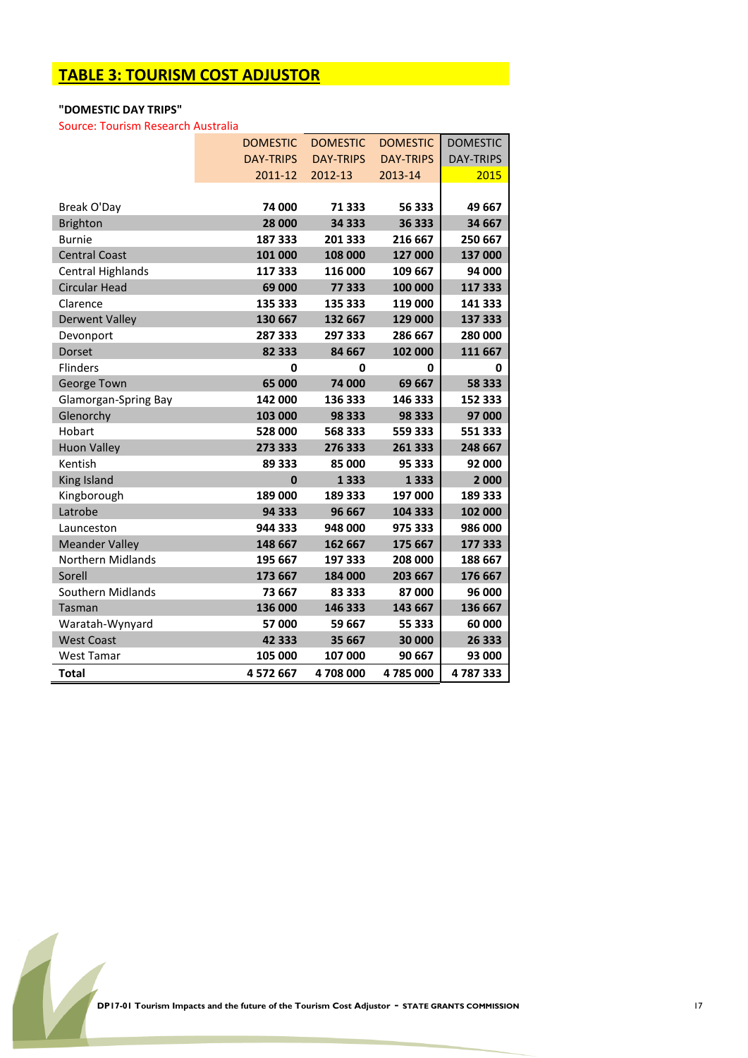# TABLE 3: TOURISM COST ADJUSTOR

**"DOMESTIC DAY TRIPS"**

Source: Tourism Research Australia

| | DOMESTIC DAY-TRIPS 2011-12 | DOMESTIC DAY-TRIPS 2012-13 | DOMESTIC DAY-TRIPS 2013-14 | DOMESTIC DAY-TRIPS 2015 |
|---|---|---|---|---|
| Break O'Day | **74 000** | **71 333** | **56 333** | **49 667** |
| Brighton | **28 000** | **34 333** | **36 333** | **34 667** |
| Burnie | **187 333** | **201 333** | **216 667** | **250 667** |
| Central Coast | **101 000** | **108 000** | **127 000** | **137 000** |
| Central Highlands | **117 333** | **116 000** | **109 667** | **94 000** |
| Circular Head | **69 000** | **77 333** | **100 000** | **117 333** |
| Clarence | **135 333** | **135 333** | **119 000** | **141 333** |
| Derwent Valley | **130 667** | **132 667** | **129 000** | **137 333** |
| Devonport | **287 333** | **297 333** | **286 667** | **280 000** |
| Dorset | **82 333** | **84 667** | **102 000** | **111 667** |
| Flinders | **0** | **0** | **0** | **0** |
| George Town | **65 000** | **74 000** | **69 667** | **58 333** |
| Glamorgan-Spring Bay | **142 000** | **136 333** | **146 333** | **152 333** |
| Glenorchy | **103 000** | **98 333** | **98 333** | **97 000** |
| Hobart | **528 000** | **568 333** | **559 333** | **551 333** |
| Huon Valley | **273 333** | **276 333** | **261 333** | **248 667** |
| Kentish | **89 333** | **85 000** | **95 333** | **92 000** |
| King Island | **0** | **1 333** | **1 333** | **2 000** |
| Kingborough | **189 000** | **189 333** | **197 000** | **189 333** |
| Latrobe | **94 333** | **96 667** | **104 333** | **102 000** |
| Launceston | **944 333** | **948 000** | **975 333** | **986 000** |
| Meander Valley | **148 667** | **162 667** | **175 667** | **177 333** |
| Northern Midlands | **195 667** | **197 333** | **208 000** | **188 667** |
| Sorell | **173 667** | **184 000** | **203 667** | **176 667** |
| Southern Midlands | **73 667** | **83 333** | **87 000** | **96 000** |
| Tasman | **136 000** | **146 333** | **143 667** | **136 667** |
| Waratah-Wynyard | **57 000** | **59 667** | **55 333** | **60 000** |
| West Coast | **42 333** | **35 667** | **30 000** | **26 333** |
| West Tamar | **105 000** | **107 000** | **90 667** | **93 000** |
| **Total** | **4 572 667** | **4 708 000** | **4 785 000** | **4 787 333** |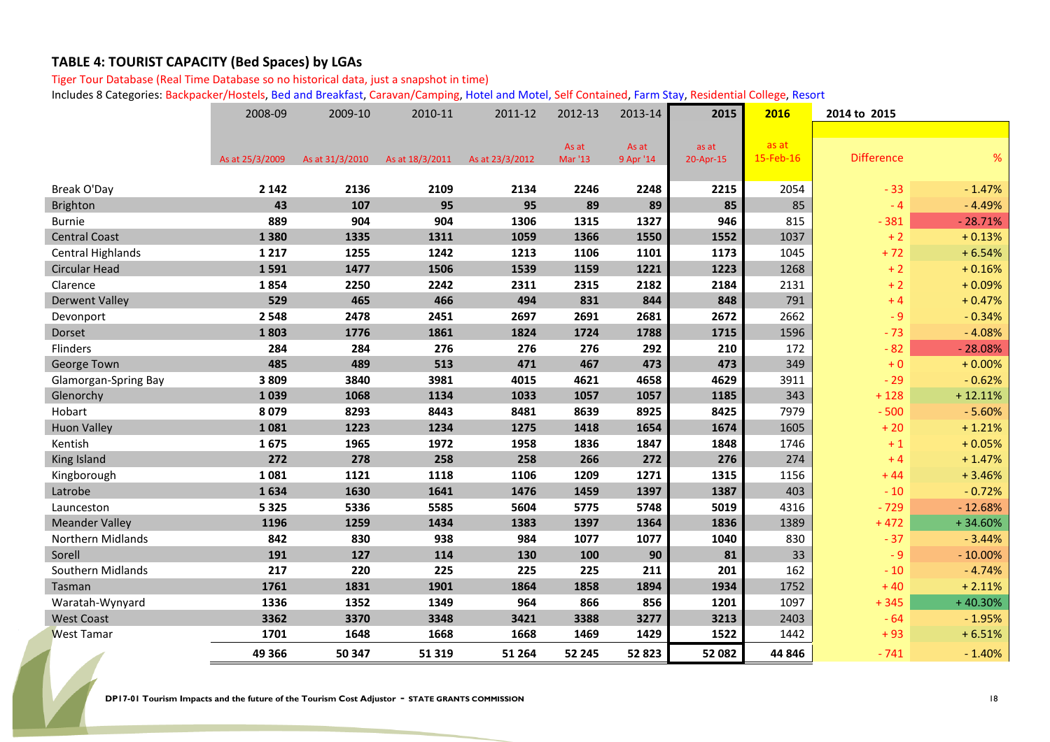### TABLE 4: TOURIST CAPACITY (Bed Spaces) by LGAs

Tiger Tour Database (Real Time Database so no historical data, just a snapshot in time)

Includes 8 Categories: Backpacker/Hostels, Bed and Breakfast, Caravan/Camping, Hotel and Motel, Self Contained, Farm Stay, Residential College, Resort

| | 2008-09 | 2009-10 | 2010-11 | 2011-12 | 2012-13 | 2013-14 | 2015 | 2016 | 2014 to 2015 | |
|---|---|---|---|---|---|---|---|---|---|---|
| | As at 25/3/2009 | As at 31/3/2010 | As at 18/3/2011 | As at 23/3/2012 | As at Mar '13 | As at 9 Apr '14 | as at 20-Apr-15 | as at 15-Feb-16 | Difference | % |
| Break O'Day | 2 142 | 2136 | 2109 | 2134 | 2246 | 2248 | 2215 | 2054 | - 33 | - 1.47% |
| Brighton | 43 | 107 | 95 | 95 | 89 | 89 | 85 | 85 | - 4 | - 4.49% |
| Burnie | 889 | 904 | 904 | 1306 | 1315 | 1327 | 946 | 815 | - 381 | - 28.71% |
| Central Coast | 1 380 | 1335 | 1311 | 1059 | 1366 | 1550 | 1552 | 1037 | + 2 | + 0.13% |
| Central Highlands | 1 217 | 1255 | 1242 | 1213 | 1106 | 1101 | 1173 | 1045 | + 72 | + 6.54% |
| Circular Head | 1 591 | 1477 | 1506 | 1539 | 1159 | 1221 | 1223 | 1268 | + 2 | + 0.16% |
| Clarence | 1 854 | 2250 | 2242 | 2311 | 2315 | 2182 | 2184 | 2131 | + 2 | + 0.09% |
| Derwent Valley | 529 | 465 | 466 | 494 | 831 | 844 | 848 | 791 | + 4 | + 0.47% |
| Devonport | 2 548 | 2478 | 2451 | 2697 | 2691 | 2681 | 2672 | 2662 | - 9 | - 0.34% |
| Dorset | 1 803 | 1776 | 1861 | 1824 | 1724 | 1788 | 1715 | 1596 | - 73 | - 4.08% |
| Flinders | 284 | 284 | 276 | 276 | 276 | 292 | 210 | 172 | - 82 | - 28.08% |
| George Town | 485 | 489 | 513 | 471 | 467 | 473 | 473 | 349 | + 0 | + 0.00% |
| Glamorgan-Spring Bay | 3 809 | 3840 | 3981 | 4015 | 4621 | 4658 | 4629 | 3911 | - 29 | - 0.62% |
| Glenorchy | 1 039 | 1068 | 1134 | 1033 | 1057 | 1057 | 1185 | 343 | + 128 | + 12.11% |
| Hobart | 8 079 | 8293 | 8443 | 8481 | 8639 | 8925 | 8425 | 7979 | - 500 | - 5.60% |
| Huon Valley | 1 081 | 1223 | 1234 | 1275 | 1418 | 1654 | 1674 | 1605 | + 20 | + 1.21% |
| Kentish | 1 675 | 1965 | 1972 | 1958 | 1836 | 1847 | 1848 | 1746 | + 1 | + 0.05% |
| King Island | 272 | 278 | 258 | 258 | 266 | 272 | 276 | 274 | + 4 | + 1.47% |
| Kingborough | 1 081 | 1121 | 1118 | 1106 | 1209 | 1271 | 1315 | 1156 | + 44 | + 3.46% |
| Latrobe | 1 634 | 1630 | 1641 | 1476 | 1459 | 1397 | 1387 | 403 | - 10 | - 0.72% |
| Launceston | 5 325 | 5336 | 5585 | 5604 | 5775 | 5748 | 5019 | 4316 | - 729 | - 12.68% |
| Meander Valley | 1196 | 1259 | 1434 | 1383 | 1397 | 1364 | 1836 | 1389 | + 472 | + 34.60% |
| Northern Midlands | 842 | 830 | 938 | 984 | 1077 | 1077 | 1040 | 830 | - 37 | - 3.44% |
| Sorell | 191 | 127 | 114 | 130 | 100 | 90 | 81 | 33 | - 9 | - 10.00% |
| Southern Midlands | 217 | 220 | 225 | 225 | 225 | 211 | 201 | 162 | - 10 | - 4.74% |
| Tasman | 1761 | 1831 | 1901 | 1864 | 1858 | 1894 | 1934 | 1752 | + 40 | + 2.11% |
| Waratah-Wynyard | 1336 | 1352 | 1349 | 964 | 866 | 856 | 1201 | 1097 | + 345 | + 40.30% |
| West Coast | 3362 | 3370 | 3348 | 3421 | 3388 | 3277 | 3213 | 2403 | - 64 | - 1.95% |
| West Tamar | 1701 | 1648 | 1668 | 1668 | 1469 | 1429 | 1522 | 1442 | + 93 | + 6.51% |
| | 49 366 | 50 347 | 51 319 | 51 264 | 52 245 | 52 823 | 52 082 | 44 846 | - 741 | - 1.40% |